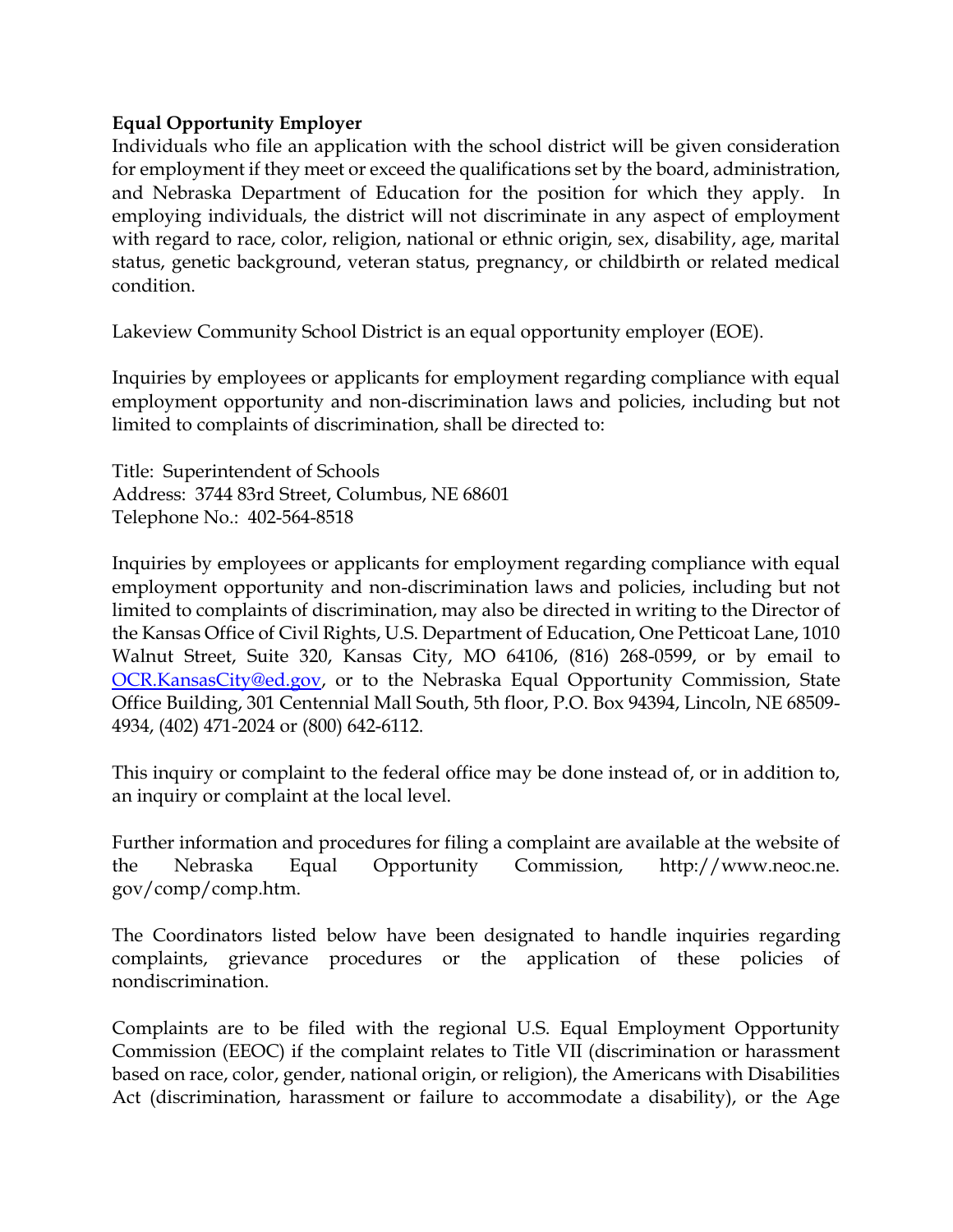**Equal Opportunity Employer**

Individuals who file an application with the school district will be given consideration for employment if they meet or exceed the qualifications set by the board, administration, and Nebraska Department of Education for the position for which they apply. In employing individuals, the district will not discriminate in any aspect of employment with regard to race, color, religion, national or ethnic origin, sex, disability, age, marital status, genetic background, veteran status, pregnancy, or childbirth or related medical condition.

Lakeview Community School District is an equal opportunity employer (EOE).

Inquiries by employees or applicants for employment regarding compliance with equal employment opportunity and non-discrimination laws and policies, including but not limited to complaints of discrimination, shall be directed to:

Title: Superintendent of Schools
Address: 3744 83rd Street, Columbus, NE 68601
Telephone No.: 402-564-8518

Inquiries by employees or applicants for employment regarding compliance with equal employment opportunity and non-discrimination laws and policies, including but not limited to complaints of discrimination, may also be directed in writing to the Director of the Kansas Office of Civil Rights, U.S. Department of Education, One Petticoat Lane, 1010 Walnut Street, Suite 320, Kansas City, MO 64106, (816) 268-0599, or by email to OCR.KansasCity@ed.gov, or to the Nebraska Equal Opportunity Commission, State Office Building, 301 Centennial Mall South, 5th floor, P.O. Box 94394, Lincoln, NE 68509-4934, (402) 471-2024 or (800) 642-6112.

This inquiry or complaint to the federal office may be done instead of, or in addition to, an inquiry or complaint at the local level.

Further information and procedures for filing a complaint are available at the website of the Nebraska Equal Opportunity Commission, http://www.neoc.ne.gov/comp/comp.htm.

The Coordinators listed below have been designated to handle inquiries regarding complaints, grievance procedures or the application of these policies of nondiscrimination.

Complaints are to be filed with the regional U.S. Equal Employment Opportunity Commission (EEOC) if the complaint relates to Title VII (discrimination or harassment based on race, color, gender, national origin, or religion), the Americans with Disabilities Act (discrimination, harassment or failure to accommodate a disability), or the Age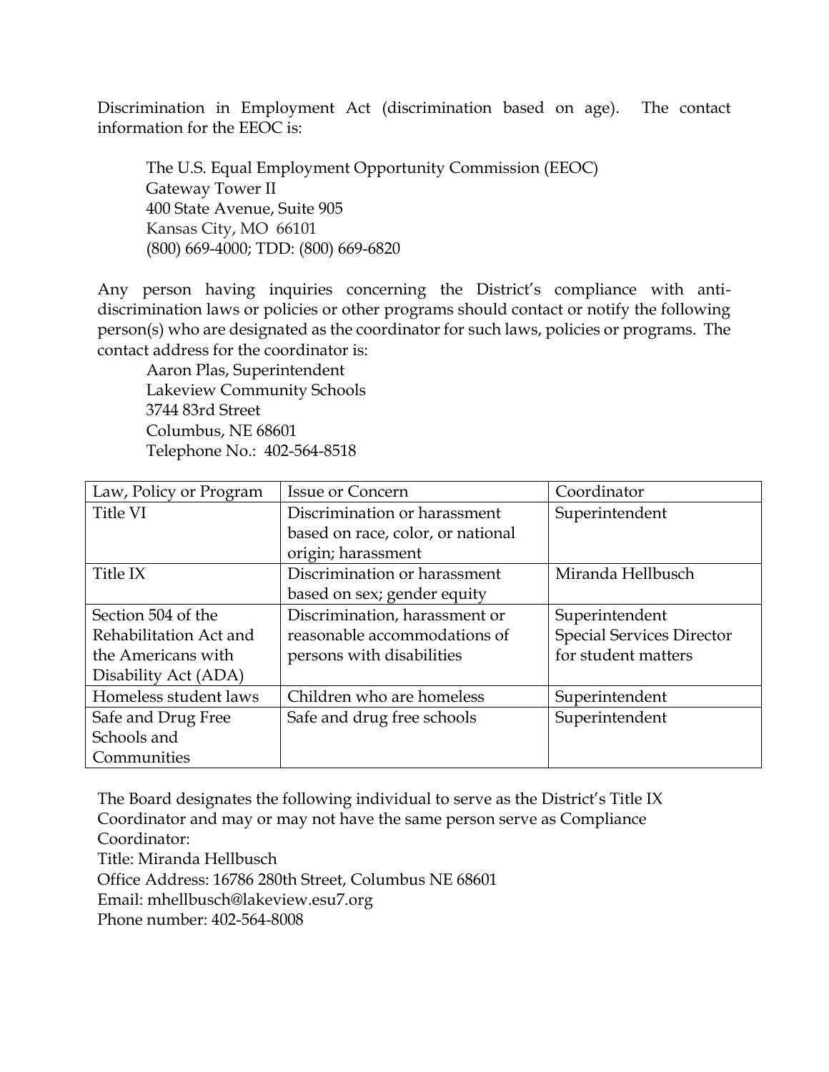Discrimination in Employment Act (discrimination based on age). The contact information for the EEOC is:

The U.S. Equal Employment Opportunity Commission (EEOC)
Gateway Tower II
400 State Avenue, Suite 905
Kansas City, MO 66101
(800) 669-4000; TDD: (800) 669-6820

Any person having inquiries concerning the District's compliance with anti-discrimination laws or policies or other programs should contact or notify the following person(s) who are designated as the coordinator for such laws, policies or programs. The contact address for the coordinator is:

Aaron Plas, Superintendent
Lakeview Community Schools
3744 83rd Street
Columbus, NE 68601
Telephone No.: 402-564-8518

| Law, Policy or Program | Issue or Concern | Coordinator |
|---|---|---|
| Title VI | Discrimination or harassment based on race, color, or national origin; harassment | Superintendent |
| Title IX | Discrimination or harassment based on sex; gender equity | Miranda Hellbusch |
| Section 504 of the Rehabilitation Act and the Americans with Disability Act (ADA) | Discrimination, harassment or reasonable accommodations of persons with disabilities | Superintendent Special Services Director for student matters |
| Homeless student laws | Children who are homeless | Superintendent |
| Safe and Drug Free Schools and Communities | Safe and drug free schools | Superintendent |

The Board designates the following individual to serve as the District's Title IX Coordinator and may or may not have the same person serve as Compliance Coordinator:
Title: Miranda Hellbusch
Office Address: 16786 280th Street, Columbus NE 68601
Email: mhellbusch@lakeview.esu7.org
Phone number: 402-564-8008